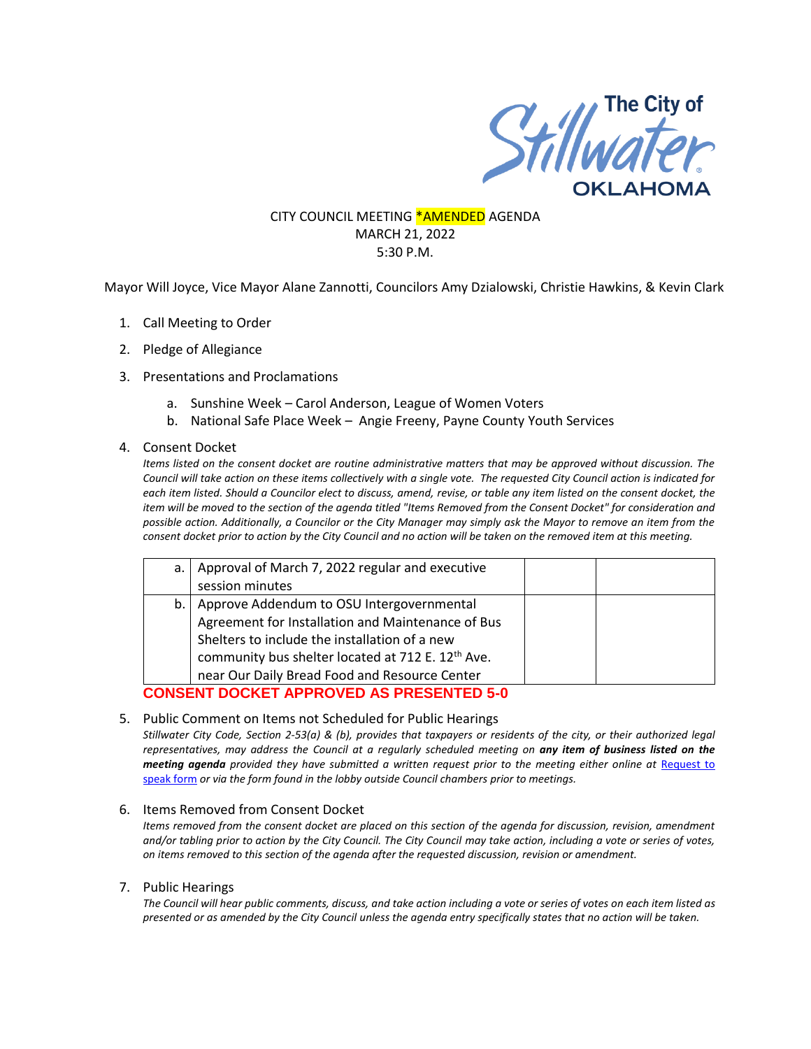The City of Stillwater OKLAHOMA

CITY COUNCIL MEETING *AMENDED AGENDA
MARCH 21, 2022
5:30 P.M.

Mayor Will Joyce, Vice Mayor Alane Zannotti, Councilors Amy Dzialowski, Christie Hawkins, & Kevin Clark

1. Call Meeting to Order
2. Pledge of Allegiance
3. Presentations and Proclamations
   a. Sunshine Week – Carol Anderson, League of Women Voters
   b. National Safe Place Week – Angie Freeny, Payne County Youth Services
4. Consent Docket

*Items listed on the consent docket are routine administrative matters that may be approved without discussion. The Council will take action on these items collectively with a single vote. The requested City Council action is indicated for each item listed. Should a Councilor elect to discuss, amend, revise, or table any item listed on the consent docket, the item will be moved to the section of the agenda titled "Items Removed from the Consent Docket" for consideration and possible action. Additionally, a Councilor or the City Manager may simply ask the Mayor to remove an item from the consent docket prior to action by the City Council and no action will be taken on the removed item at this meeting.*

| | | | |
|---|---|---|---|
| a. | Approval of March 7, 2022 regular and executive session minutes | | |
| b. | Approve Addendum to OSU Intergovernmental Agreement for Installation and Maintenance of Bus Shelters to include the installation of a new community bus shelter located at 712 E. 12th Ave. near Our Daily Bread Food and Resource Center | | |

**CONSENT DOCKET APPROVED AS PRESENTED 5-0**

5. Public Comment on Items not Scheduled for Public Hearings

*Stillwater City Code, Section 2-53(a) & (b), provides that taxpayers or residents of the city, or their authorized legal representatives, may address the Council at a regularly scheduled meeting on* ***any item of business listed on the meeting agenda*** *provided they have submitted a written request prior to the meeting either online at Request to speak form or via the form found in the lobby outside Council chambers prior to meetings.*

6. Items Removed from Consent Docket

*Items removed from the consent docket are placed on this section of the agenda for discussion, revision, amendment and/or tabling prior to action by the City Council. The City Council may take action, including a vote or series of votes, on items removed to this section of the agenda after the requested discussion, revision or amendment.*

7. Public Hearings

*The Council will hear public comments, discuss, and take action including a vote or series of votes on each item listed as presented or as amended by the City Council unless the agenda entry specifically states that no action will be taken.*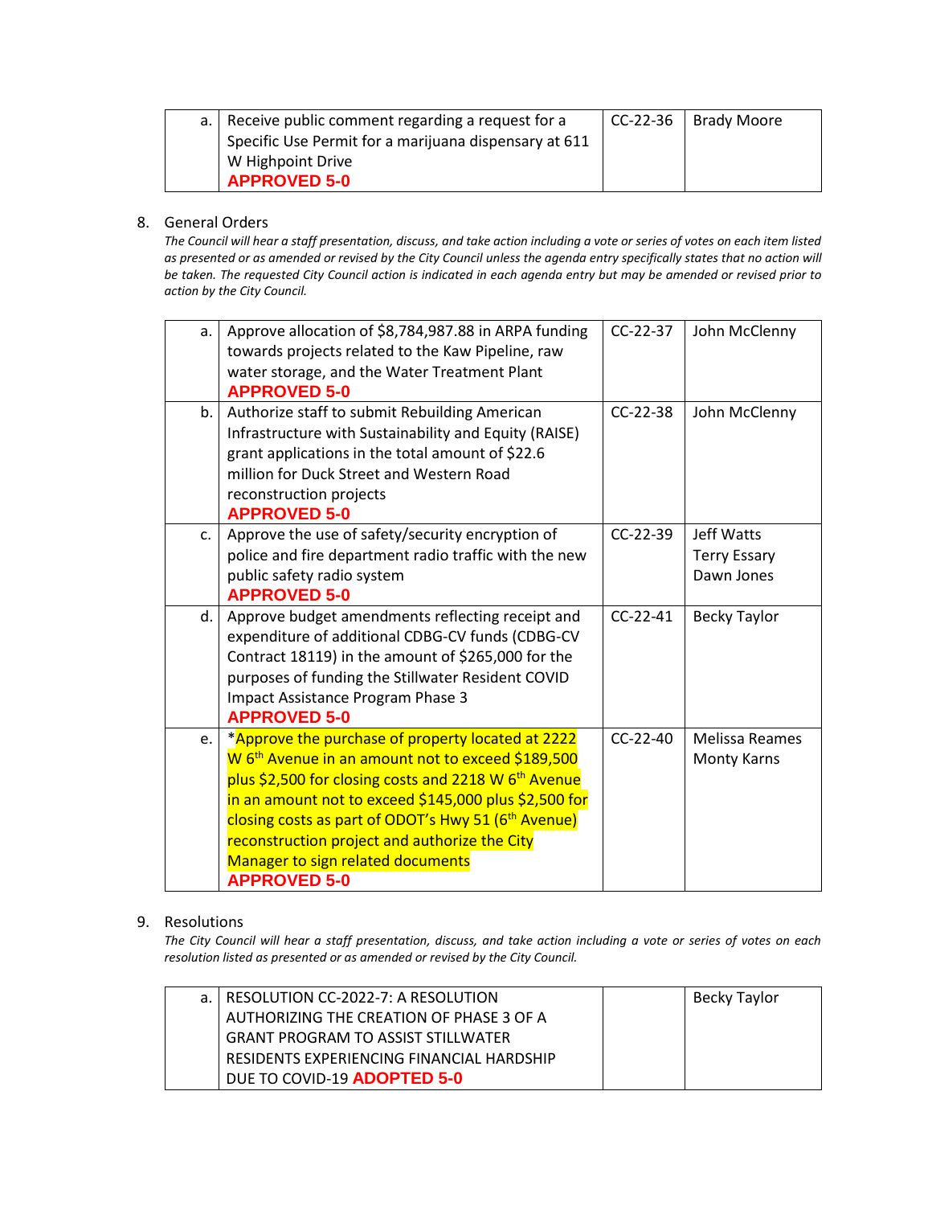| | | | |
|---|---|---|---|
| a. | Receive public comment regarding a request for a Specific Use Permit for a marijuana dispensary at 611 W Highpoint Drive **APPROVED 5-0** | CC-22-36 | Brady Moore |

8. General Orders

*The Council will hear a staff presentation, discuss, and take action including a vote or series of votes on each item listed as presented or as amended or revised by the City Council unless the agenda entry specifically states that no action will be taken. The requested City Council action is indicated in each agenda entry but may be amended or revised prior to action by the City Council.*

| | | | |
|---|---|---|---|
| a. | Approve allocation of $8,784,987.88 in ARPA funding towards projects related to the Kaw Pipeline, raw water storage, and the Water Treatment Plant **APPROVED 5-0** | CC-22-37 | John McClenny |
| b. | Authorize staff to submit Rebuilding American Infrastructure with Sustainability and Equity (RAISE) grant applications in the total amount of $22.6 million for Duck Street and Western Road reconstruction projects **APPROVED 5-0** | CC-22-38 | John McClenny |
| c. | Approve the use of safety/security encryption of police and fire department radio traffic with the new public safety radio system **APPROVED 5-0** | CC-22-39 | Jeff Watts<br>Terry Essary<br>Dawn Jones |
| d. | Approve budget amendments reflecting receipt and expenditure of additional CDBG-CV funds (CDBG-CV Contract 18119) in the amount of $265,000 for the purposes of funding the Stillwater Resident COVID Impact Assistance Program Phase 3 **APPROVED 5-0** | CC-22-41 | Becky Taylor |
| e. | *Approve the purchase of property located at 2222 W 6th Avenue in an amount not to exceed $189,500 plus $2,500 for closing costs and 2218 W 6th Avenue in an amount not to exceed $145,000 plus $2,500 for closing costs as part of ODOT's Hwy 51 (6th Avenue) reconstruction project and authorize the City Manager to sign related documents **APPROVED 5-0** | CC-22-40 | Melissa Reames<br>Monty Karns |

9. Resolutions

*The City Council will hear a staff presentation, discuss, and take action including a vote or series of votes on each resolution listed as presented or as amended or revised by the City Council.*

| | | | |
|---|---|---|---|
| a. | RESOLUTION CC-2022-7: A RESOLUTION AUTHORIZING THE CREATION OF PHASE 3 OF A GRANT PROGRAM TO ASSIST STILLWATER RESIDENTS EXPERIENCING FINANCIAL HARDSHIP DUE TO COVID-19 **ADOPTED 5-0** | | Becky Taylor |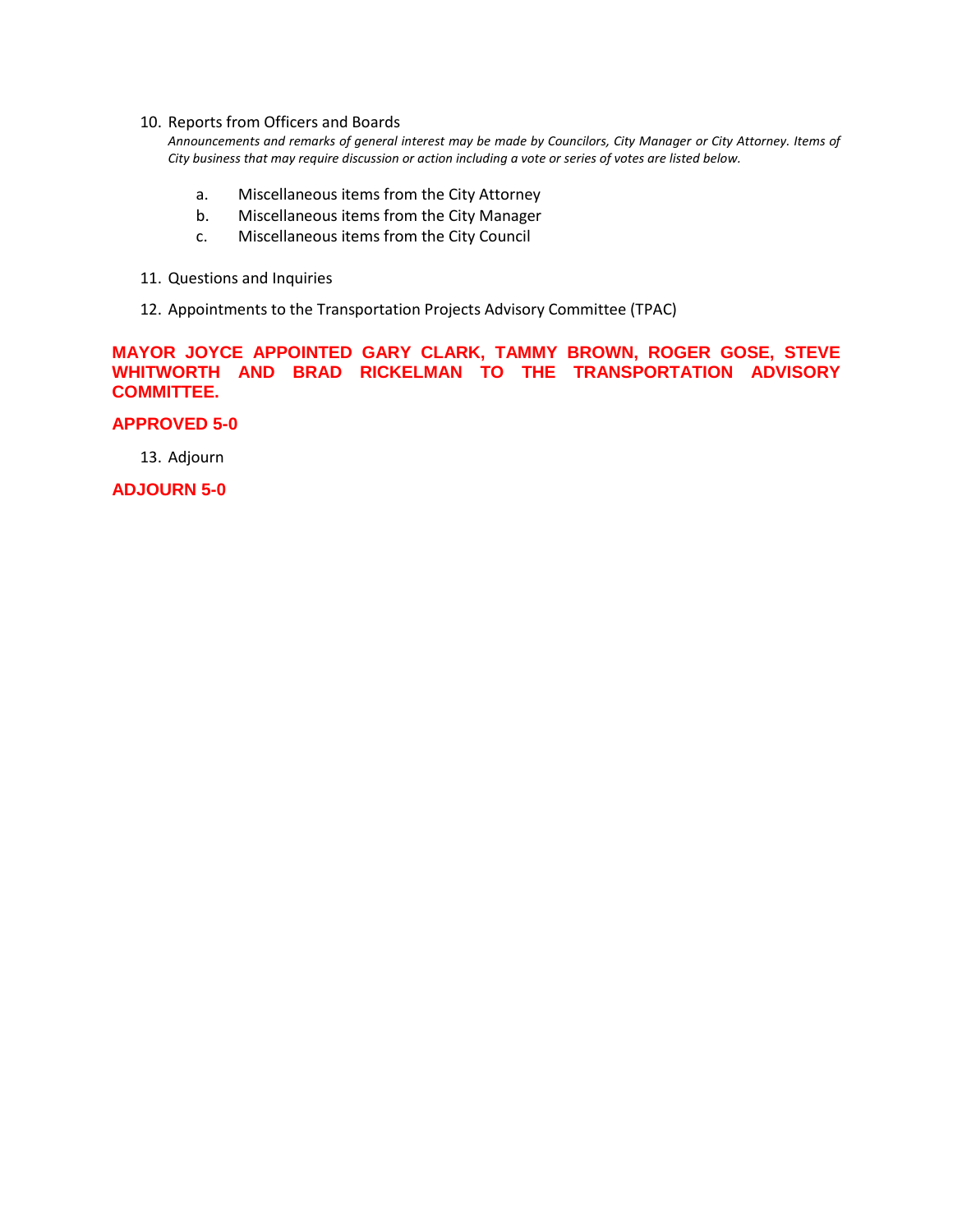10. Reports from Officers and Boards
    *Announcements and remarks of general interest may be made by Councilors, City Manager or City Attorney. Items of City business that may require discussion or action including a vote or series of votes are listed below.*

    a. Miscellaneous items from the City Attorney
    b. Miscellaneous items from the City Manager
    c. Miscellaneous items from the City Council

11. Questions and Inquiries

12. Appointments to the Transportation Projects Advisory Committee (TPAC)

**MAYOR JOYCE APPOINTED GARY CLARK, TAMMY BROWN, ROGER GOSE, STEVE WHITWORTH AND BRAD RICKELMAN TO THE TRANSPORTATION ADVISORY COMMITTEE.**

**APPROVED 5-0**

13. Adjourn

**ADJOURN 5-0**